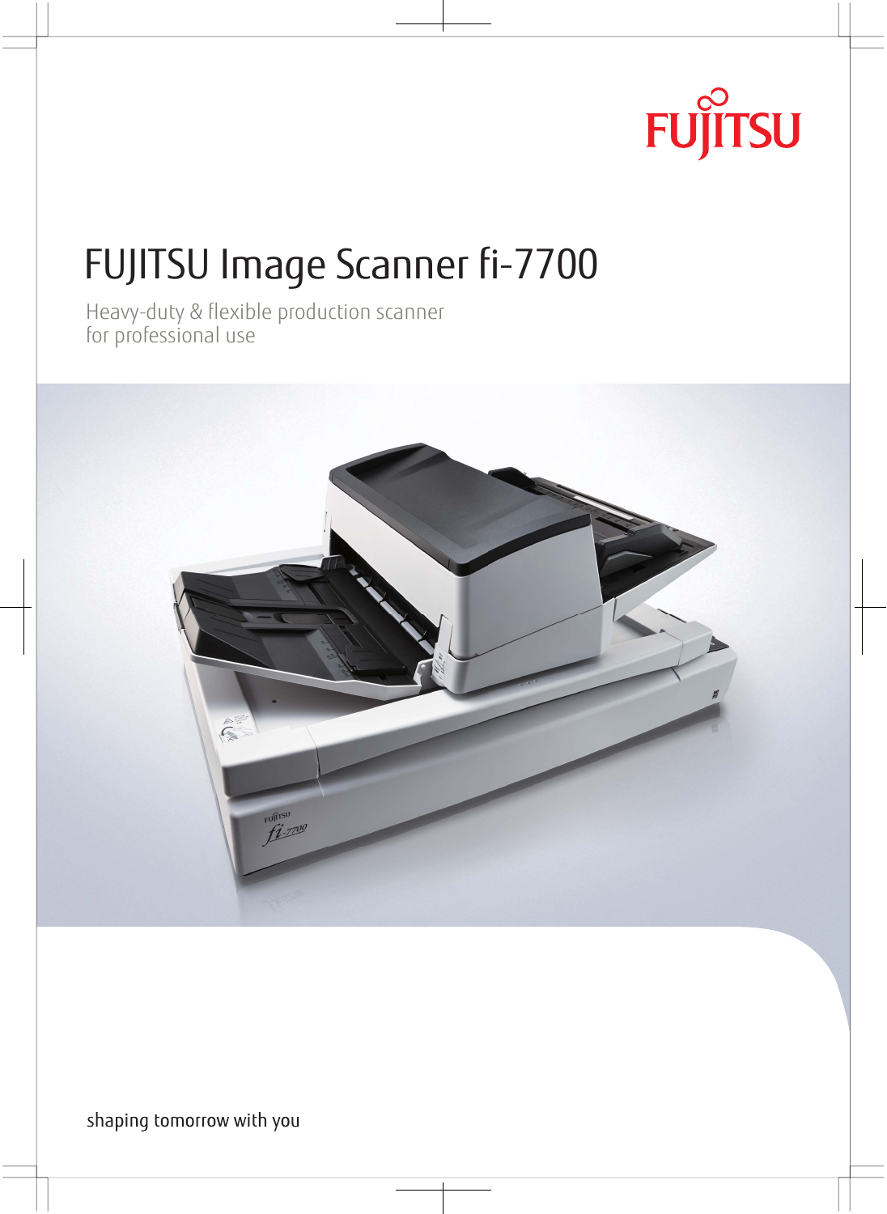FUJITSU

# FUJITSU Image Scanner fi-7700

Heavy-duty & flexible production scanner
for professional use

shaping tomorrow with you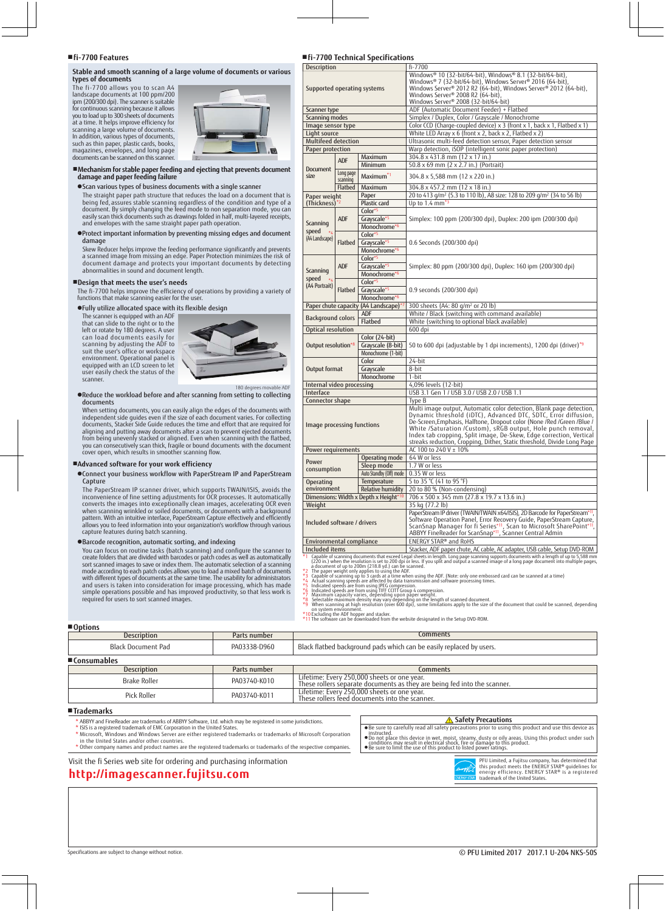## ■fi-7700 Features

### Stable and smooth scanning of a large volume of documents or various types of documents

The fi-7700 allows you to scan A4 landscape documents at 100 ppm/200 ipm (200/300 dpi). The scanner is suitable for continuous scanning because it allows you to load up to 300 sheets of documents at a time. It helps improve efficiency for scanning a large volume of documents. In addition, various types of documents, such as thin paper, plastic cards, books, magazines, envelopes, and long page documents can be scanned on this scanner.

### ■Mechanism for stable paper feeding and ejecting that prevents document damage and paper feeding failure

**●Scan various types of business documents with a single scanner**

The straight paper path structure that reduces the load on a document that is being fed, assures stable scanning regardless of the condition and type of a document. By simply changing the feed mode to non separation mode, you can easily scan thick documents such as drawings folded in half, multi-layered receipts, and envelopes with the same straight paper path operation.

**●Protect important information by preventing missing edges and document damage**

Skew Reducer helps improve the feeding performance significantly and prevents a scanned image from missing an edge. Paper Protection minimizes the risk of document damage and protects your important documents by detecting abnormalities in sound and document length.

### ■Design that meets the user's needs

The fi-7700 helps improve the efficiency of operations by providing a variety of functions that make scanning easier for the user.

**●Fully utilize allocated space with its flexible design**

The scanner is equipped with an ADF that can slide to the right or to the left or rotate by 180 degrees. A user can load documents easily for scanning by adjusting the ADF to suit the user's office or workspace environment. Operational panel is equipped with an LCD screen to let user easily check the status of the scanner.

180 degrees movable ADF

**●Reduce the workload before and after scanning from setting to collecting documents**

When setting documents, you can easily align the edges of the documents with independent side guides even if the size of each document varies. For collecting documents, Stacker Side Guide reduces the time and effort that are required for aligning and putting away documents after a scan to prevent ejected documents from being unevenly stacked or aligned. Even when scanning with the flatbed, you can consecutively scan thick, fragile or bound documents with the document cover open, which results in smoother scanning flow.

### ■Advanced software for your work efficiency

**●Connect your business workflow with PaperStream IP and PaperStream Capture**

The PaperStream IP scanner driver, which supports TWAIN/ISIS, avoids the inconvenience of fine setting adjustments for OCR processes. It automatically converts the images into exceptionally clean images, accelerating OCR even when scanning wrinkled or soiled documents, or documents with a background pattern. With an intuitive interface, PaperStream Capture effectively and efficiently allows you to feed information into your organization's workflow through various capture features during batch scanning.

**●Barcode recognition, automatic sorting, and indexing**

You can focus on routine tasks (batch scanning) and configure the scanner to create folders that are divided with barcodes or patch codes as well as automatically sort scanned images to save or index them. The automatic selection of a scanning mode according to each patch codes allows you to load a mixed batch of documents with different types of documents at the same time. The usability for administrators and users is taken into consideration for image processing, which has made simple operations possible and has improved productivity, so that less work is required for users to sort scanned images.

## ■fi-7700 Technical Specifications

| Description | | | fi-7700 |
|---|---|---|---|
| Supported operating systems | | | Windows® 10 (32-bit/64-bit), Windows® 8.1 (32-bit/64-bit), Windows® 7 (32-bit/64-bit), Windows Server® 2016 (64-bit), Windows Server® 2012 R2 (64-bit), Windows Server® 2012 (64-bit), Windows Server® 2008 R2 (64-bit), Windows Server® 2008 (32-bit/64-bit) |
| Scanner type | | | ADF (Automatic Document Feeder) + Flatbed |
| Scanning modes | | | Simplex / Duplex, Color / Grayscale / Monochrome |
| Image sensor type | | | Color CCD (Charge-coupled device) x 3 (front x 1, back x 1, Flatbed x 1) |
| Light source | | | White LED Array x 6 (front x 2, back x 2, Flatbed x 2) |
| Multifeed detection | | | Ultrasonic multi-feed detection sensor, Paper detection sensor |
| Paper protection | | | Warp detection, iSOP (intelligent sonic paper protection) |
| Document size | ADF | Maximum | 304.8 x 431.8 mm (12 x 17 in.) |
| | | Minimum | 50.8 x 69 mm (2 x 2.7 in.) (Portrait) |
| | Long page scanning | Maximum *1 | 304.8 x 5,588 mm (12 x 220 in.) |
| | Flatbed | Maximum | 304.8 x 457.2 mm (12 x 18 in.) |
| Paper weight (Thickness) *2 | | Paper | 20 to 413 g/m² (5.3 to 110 lb), A8 size: 128 to 209 g/m² (34 to 56 lb) |
| | | Plastic card | Up to 1.4 mm *3 |
| Scanning speed *4 (A4 Landscape) | ADF | Color *5 | Simplex: 100 ppm (200/300 dpi), Duplex: 200 ipm (200/300 dpi) |
| | | Grayscale *5 | |
| | | Monochrome *6 | |
| | Flatbed | Color *5 | 0.6 Seconds (200/300 dpi) |
| | | Grayscale *5 | |
| | | Monochrome *6 | |
| Scanning speed *4 (A4 Portrait) | ADF | Color *5 | Simplex: 80 ppm (200/300 dpi), Duplex: 160 ipm (200/300 dpi) |
| | | Grayscale *5 | |
| | | Monochrome *6 | |
| | Flatbed | Color *5 | 0.9 seconds (200/300 dpi) |
| | | Grayscale *5 | |
| | | Monochrome *6 | |
| Paper chute capacity (A4 Landscape) *7 | | | 300 sheets (A4: 80 g/m² or 20 lb) |
| Background colors | | ADF | White / Black (switching with command available) |
| | | Flatbed | White (switching to optional black available) |
| Optical resolution | | | 600 dpi |
| Output resolution *8 | | Color (24-bit) | 50 to 600 dpi (adjustable by 1 dpi increments), 1200 dpi (driver) *9 |
| | | Grayscale (8-bit) | |
| | | Monochrome (1-bit) | |
| Output format | | Color | 24-bit |
| | | Grayscale | 8-bit |
| | | Monochrome | 1-bit |
| Internal video processing | | | 4,096 levels (12-bit) |
| Interface | | | USB 3.1 Gen 1 / USB 3.0 / USB 2.0 / USB 1.1 |
| Connector shape | | | Type B |
| Image processing functions | | | Multi image output, Automatic color detection, Blank page detection, Dynamic threshold (iDTC), Advanced DTC, SDTC, Error diffusion, De-Screen, Emphasis, Halftone, Dropout color (None /Red /Green /Blue / White /Saturation /Custom), sRGB output, Hole punch removal, Index tab cropping, Split image, De-Skew, Edge correction, Vertical streaks reduction, Cropping, Dither, Static threshold, Divide Long Page |
| Power requirements | | | AC 100 to 240 V ± 10% |
| Power consumption | | Operating mode | 64 W or less |
| | | Sleep mode | 1.7 W or less |
| | | Auto Standby (Off) mode | 0.35 W or less |
| Operating environment | | Temperature | 5 to 35 °C (41 to 95 °F) |
| | | Relative humidity | 20 to 80 % (Non-condensing) |
| Dimensions: Width x Depth x Height *10 | | | 706 x 500 x 345 mm (27.8 x 19.7 x 13.6 in.) |
| Weight | | | 35 kg (77.2 lb) |
| Included software / drivers | | | PaperStream IP driver (TWAIN/TWAIN x64/ISIS), 2D Barcode for PaperStream *11, Software Operation Panel, Error Recovery Guide, PaperStream Capture, ScanSnap Manager for fi Series *11, Scan to Microsoft SharePoint *11, ABBYY FineReader for ScanSnap *11, Scanner Central Admin |
| Environmental compliance | | | ENERGY STAR® and RoHS |
| Included items | | | Stacker, ADF paper chute, AC cable, AC adapter, USB cable, Setup DVD-ROM |

*1 Capable of scanning documents that exceed Legal sheets in length. Long page scanning supports documents with a length of up to 5,588 mm (220 in.) when the resolution is set to 200 dpi or less. If you split and output a scanned image of a long page document into multiple pages, a document of up to 200m (218.8 yd.) can be scanned.
*2 The paper weight only applies to using the ADF.
*3 Capable of scanning up to 3 cards at a time when using the ADF. (Note: only one embossed card can be scanned at a time)
*4 Actual scanning speeds are affected by data transmission and software processing times.
*5 Indicated speeds are from using JPEG compression.
*6 Indicated speeds are from using TIFF CCITT Group 4 compression.
*7 Maximum capacity varies, depending upon paper weight.
*8 Selectable maximum density may vary depending on the length of scanned document.
*9 When scanning at high resolution (over 600 dpi), some limitations apply to the size of the document that could be scanned, depending on system environment.
*10 Excluding the ADF hopper and stacker.
*11 The software can be downloaded from the website designated in the Setup DVD-ROM.

## ■Options

| Description | Parts number | Comments |
|---|---|---|
| Black Document Pad | PA03338-D960 | Black flatbed background pads which can be easily replaced by users. |

## ■Consumables

| Description | Parts number | Comments |
|---|---|---|
| Brake Roller | PA03740-K010 | Lifetime: Every 250,000 sheets or one year. These rollers separate documents as they are being fed into the scanner. |
| Pick Roller | PA03740-K011 | Lifetime: Every 250,000 sheets or one year. These rollers feed documents into the scanner. |

## ■Trademarks

* ABBYY and FineReader are trademarks of ABBYY Software, Ltd. which may be registered in some jurisdictions.
* ISIS is a registered trademark of EMC Corporation in the United States.
* Microsoft, Windows and Windows Server are either registered trademarks or trademarks of Microsoft Corporation in the United States and/or other countries.
* Other company names and product names are the registered trademarks or trademarks of the respective companies.

### ⚠ Safety Precautions

- Be sure to carefully read all safety precautions prior to using this product and use this device as instructed.
- Do not place this device in wet, moist, steamy, dusty or oily areas. Using this product under such conditions may result in electrical shock, fire or damage to the product.
- Be sure to limit the use of this product to listed power ratings.

Visit the fi Series web site for ordering and purchasing information

**http://imagescanner.fujitsu.com**

PFU Limited, a Fujitsu company, has determined that this product meets the ENERGY STAR® guidelines for energy efficiency. ENERGY STAR® is a registered trademark of the United States.

Specifications are subject to change without notice.

© PFU Limited 2017 2017.1 U-204 NKS-50S